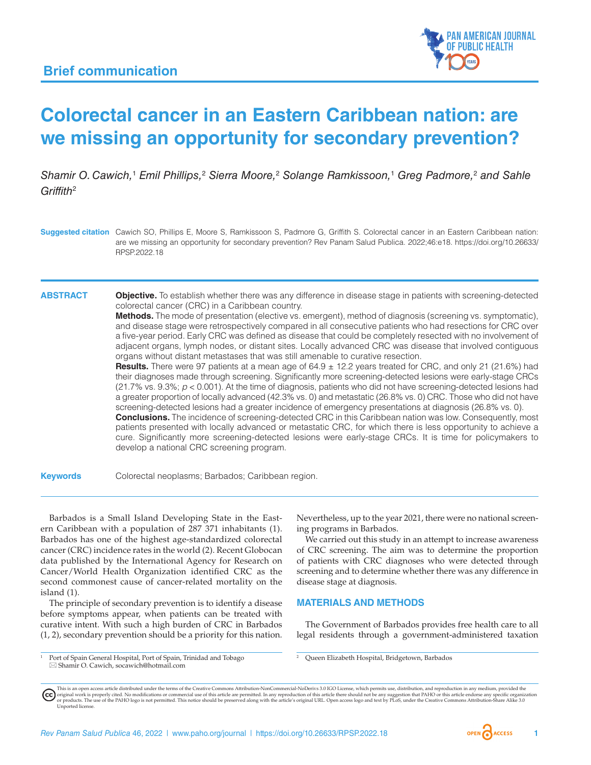## Brief communication

# Colorectal cancer in an Eastern Caribbean nation: are we missing an opportunity for secondary prevention?

*Shamir O. Cawich,[1] Emil Phillips,[2] Sierra Moore,[2] Solange Ramkissoon,[1] Greg Padmore,[2] and Sahle Griffith[2]*

**Suggested citation** Cawich SO, Phillips E, Moore S, Ramkissoon S, Padmore G, Griffith S. Colorectal cancer in an Eastern Caribbean nation: are we missing an opportunity for secondary prevention? Rev Panam Salud Publica. 2022;46:e18. https://doi.org/10.26633/RPSP.2022.18

## ABSTRACT

**Objective.** To establish whether there was any difference in disease stage in patients with screening-detected colorectal cancer (CRC) in a Caribbean country.

**Methods.** The mode of presentation (elective vs. emergent), method of diagnosis (screening vs. symptomatic), and disease stage were retrospectively compared in all consecutive patients who had resections for CRC over a five-year period. Early CRC was defined as disease that could be completely resected with no involvement of adjacent organs, lymph nodes, or distant sites. Locally advanced CRC was disease that involved contiguous organs without distant metastases that was still amenable to curative resection.

**Results.** There were 97 patients at a mean age of 64.9 ± 12.2 years treated for CRC, and only 21 (21.6%) had their diagnoses made through screening. Significantly more screening-detected lesions were early-stage CRCs (21.7% vs. 9.3%; $p < 0.001$). At the time of diagnosis, patients who did not have screening-detected lesions had a greater proportion of locally advanced (42.3% vs. 0) and metastatic (26.8% vs. 0) CRC. Those who did not have screening-detected lesions had a greater incidence of emergency presentations at diagnosis (26.8% vs. 0).

**Conclusions.** The incidence of screening-detected CRC in this Caribbean nation was low. Consequently, most patients presented with locally advanced or metastatic CRC, for which there is less opportunity to achieve a cure. Significantly more screening-detected lesions were early-stage CRCs. It is time for policymakers to develop a national CRC screening program.

**Keywords** Colorectal neoplasms; Barbados; Caribbean region.

---

Barbados is a Small Island Developing State in the Eastern Caribbean with a population of 287 371 inhabitants (1). Barbados has one of the highest age-standardized colorectal cancer (CRC) incidence rates in the world (2). Recent Globocan data published by the International Agency for Research on Cancer/World Health Organization identified CRC as the second commonest cause of cancer-related mortality on the island (1).

The principle of secondary prevention is to identify a disease before symptoms appear, when patients can be treated with curative intent. With such a high burden of CRC in Barbados (1, 2), secondary prevention should be a priority for this nation. Nevertheless, up to the year 2021, there were no national screening programs in Barbados.

We carried out this study in an attempt to increase awareness of CRC screening. The aim was to determine the proportion of patients with CRC diagnoses who were detected through screening and to determine whether there was any difference in disease stage at diagnosis.

## MATERIALS AND METHODS

The Government of Barbados provides free health care to all legal residents through a government-administered taxation

---

[1] Port of Spain General Hospital, Port of Spain, Trinidad and Tobago ✉ Shamir O. Cawich, socawich@hotmail.com

[2] Queen Elizabeth Hospital, Bridgetown, Barbados

This is an open access article distributed under the terms of the Creative Commons Attribution-NonCommercial-NoDerivs 3.0 IGO License, which permits use, distribution, and reproduction in any medium, provided the original work is properly cited. No modifications or commercial use of this article are permitted. In any reproduction of this article there should not be any suggestion that PAHO or this article endorse any specific organization or products. The use of the PAHO logo is not permitted. This notice should be preserved along with the article's original URL. Open access logo and text by PLoS, under the Creative Commons Attribution-Share Alike 3.0 Unported license.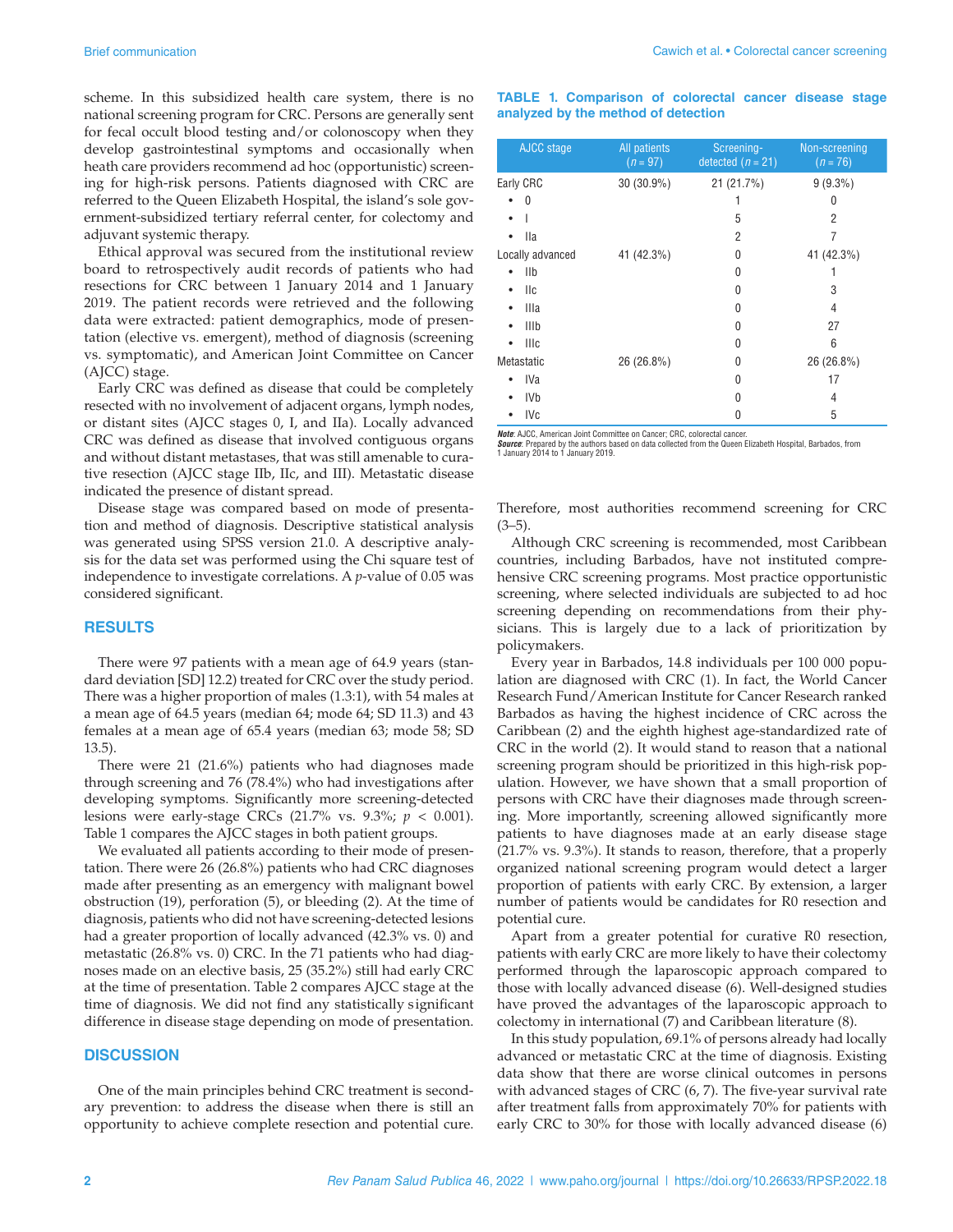scheme. In this subsidized health care system, there is no national screening program for CRC. Persons are generally sent for fecal occult blood testing and/or colonoscopy when they develop gastrointestinal symptoms and occasionally when heath care providers recommend ad hoc (opportunistic) screening for high-risk persons. Patients diagnosed with CRC are referred to the Queen Elizabeth Hospital, the island's sole government-subsidized tertiary referral center, for colectomy and adjuvant systemic therapy.

Ethical approval was secured from the institutional review board to retrospectively audit records of patients who had resections for CRC between 1 January 2014 and 1 January 2019. The patient records were retrieved and the following data were extracted: patient demographics, mode of presentation (elective vs. emergent), method of diagnosis (screening vs. symptomatic), and American Joint Committee on Cancer (AJCC) stage.

Early CRC was defined as disease that could be completely resected with no involvement of adjacent organs, lymph nodes, or distant sites (AJCC stages 0, I, and IIa). Locally advanced CRC was defined as disease that involved contiguous organs and without distant metastases, that was still amenable to curative resection (AJCC stage IIb, IIc, and III). Metastatic disease indicated the presence of distant spread.

Disease stage was compared based on mode of presentation and method of diagnosis. Descriptive statistical analysis was generated using SPSS version 21.0. A descriptive analysis for the data set was performed using the Chi square test of independence to investigate correlations. A *p*-value of 0.05 was considered significant.

## RESULTS

There were 97 patients with a mean age of 64.9 years (standard deviation [SD] 12.2) treated for CRC over the study period. There was a higher proportion of males (1.3:1), with 54 males at a mean age of 64.5 years (median 64; mode 64; SD 11.3) and 43 females at a mean age of 65.4 years (median 63; mode 58; SD 13.5).

There were 21 (21.6%) patients who had diagnoses made through screening and 76 (78.4%) who had investigations after developing symptoms. Significantly more screening-detected lesions were early-stage CRCs (21.7% vs. 9.3%; $p < 0.001$). Table 1 compares the AJCC stages in both patient groups.

We evaluated all patients according to their mode of presentation. There were 26 (26.8%) patients who had CRC diagnoses made after presenting as an emergency with malignant bowel obstruction (19), perforation (5), or bleeding (2). At the time of diagnosis, patients who did not have screening-detected lesions had a greater proportion of locally advanced (42.3% vs. 0) and metastatic (26.8% vs. 0) CRC. In the 71 patients who had diagnoses made on an elective basis, 25 (35.2%) still had early CRC at the time of presentation. Table 2 compares AJCC stage at the time of diagnosis. We did not find any statistically significant difference in disease stage depending on mode of presentation.

**TABLE 1. Comparison of colorectal cancer disease stage analyzed by the method of detection**

| AJCC stage | All patients (*n* = 97) | Screening-detected (*n* = 21) | Non-screening (*n* = 76) |
|---|---|---|---|
| Early CRC | 30 (30.9%) | 21 (21.7%) | 9 (9.3%) |
| • 0 | | 1 | 0 |
| • I | | 5 | 2 |
| • IIa | | 2 | 7 |
| Locally advanced | 41 (42.3%) | 0 | 41 (42.3%) |
| • IIb | | 0 | 1 |
| • IIc | | 0 | 3 |
| • IIIa | | 0 | 4 |
| • IIIb | | 0 | 27 |
| • IIIc | | 0 | 6 |
| Metastatic | 26 (26.8%) | 0 | 26 (26.8%) |
| • IVa | | 0 | 17 |
| • IVb | | 0 | 4 |
| • IVc | | 0 | 5 |

***Note***: AJCC, American Joint Committee on Cancer; CRC, colorectal cancer.
***Source***: Prepared by the authors based on data collected from the Queen Elizabeth Hospital, Barbados, from 1 January 2014 to 1 January 2019.

## DISCUSSION

One of the main principles behind CRC treatment is secondary prevention: to address the disease when there is still an opportunity to achieve complete resection and potential cure. Therefore, most authorities recommend screening for CRC (3–5).

Although CRC screening is recommended, most Caribbean countries, including Barbados, have not instituted comprehensive CRC screening programs. Most practice opportunistic screening, where selected individuals are subjected to ad hoc screening depending on recommendations from their physicians. This is largely due to a lack of prioritization by policymakers.

Every year in Barbados, 14.8 individuals per 100 000 population are diagnosed with CRC (1). In fact, the World Cancer Research Fund/American Institute for Cancer Research ranked Barbados as having the highest incidence of CRC across the Caribbean (2) and the eighth highest age-standardized rate of CRC in the world (2). It would stand to reason that a national screening program should be prioritized in this high-risk population. However, we have shown that a small proportion of persons with CRC have their diagnoses made through screening. More importantly, screening allowed significantly more patients to have diagnoses made at an early disease stage (21.7% vs. 9.3%). It stands to reason, therefore, that a properly organized national screening program would detect a larger proportion of patients with early CRC. By extension, a larger number of patients would be candidates for R0 resection and potential cure.

Apart from a greater potential for curative R0 resection, patients with early CRC are more likely to have their colectomy performed through the laparoscopic approach compared to those with locally advanced disease (6). Well-designed studies have proved the advantages of the laparoscopic approach to colectomy in international (7) and Caribbean literature (8).

In this study population, 69.1% of persons already had locally advanced or metastatic CRC at the time of diagnosis. Existing data show that there are worse clinical outcomes in persons with advanced stages of CRC (6, 7). The five-year survival rate after treatment falls from approximately 70% for patients with early CRC to 30% for those with locally advanced disease (6)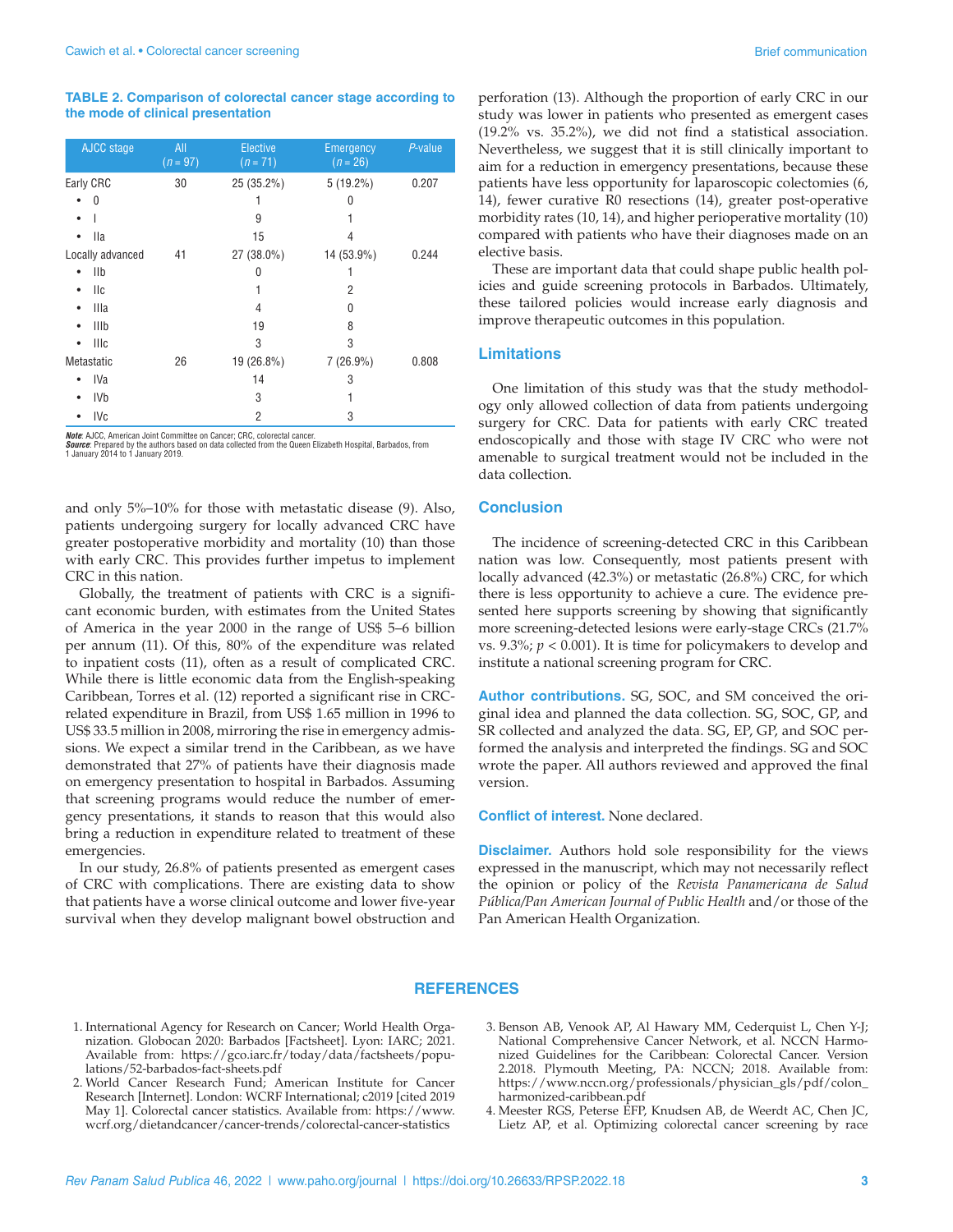**TABLE 2. Comparison of colorectal cancer stage according to the mode of clinical presentation**

| AJCC stage | All ($n$ = 97) | Elective ($n$ = 71) | Emergency ($n$ = 26) | $P$-value |
|---|---|---|---|---|
| Early CRC | 30 | 25 (35.2%) | 5 (19.2%) | 0.207 |
| • 0 | | 1 | 0 | |
| • I | | 9 | 1 | |
| • IIa | | 15 | 4 | |
| Locally advanced | 41 | 27 (38.0%) | 14 (53.9%) | 0.244 |
| • IIb | | 0 | 1 | |
| • IIc | | 1 | 2 | |
| • IIIa | | 4 | 0 | |
| • IIIb | | 19 | 8 | |
| • IIIc | | 3 | 3 | |
| Metastatic | 26 | 19 (26.8%) | 7 (26.9%) | 0.808 |
| • IVa | | 14 | 3 | |
| • IVb | | 3 | 1 | |
| • IVc | | 2 | 3 | |

***Note:*** AJCC, American Joint Committee on Cancer; CRC, colorectal cancer.
***Source:*** Prepared by the authors based on data collected from the Queen Elizabeth Hospital, Barbados, from 1 January 2014 to 1 January 2019.

and only 5%–10% for those with metastatic disease (9). Also, patients undergoing surgery for locally advanced CRC have greater postoperative morbidity and mortality (10) than those with early CRC. This provides further impetus to implement CRC in this nation.

Globally, the treatment of patients with CRC is a significant economic burden, with estimates from the United States of America in the year 2000 in the range of US$ 5–6 billion per annum (11). Of this, 80% of the expenditure was related to inpatient costs (11), often as a result of complicated CRC. While there is little economic data from the English-speaking Caribbean, Torres et al. (12) reported a significant rise in CRC-related expenditure in Brazil, from US$ 1.65 million in 1996 to US$ 33.5 million in 2008, mirroring the rise in emergency admissions. We expect a similar trend in the Caribbean, as we have demonstrated that 27% of patients have their diagnosis made on emergency presentation to hospital in Barbados. Assuming that screening programs would reduce the number of emergency presentations, it stands to reason that this would also bring a reduction in expenditure related to treatment of these emergencies.

In our study, 26.8% of patients presented as emergent cases of CRC with complications. There are existing data to show that patients have a worse clinical outcome and lower five-year survival when they develop malignant bowel obstruction and perforation (13). Although the proportion of early CRC in our study was lower in patients who presented as emergent cases (19.2% vs. 35.2%), we did not find a statistical association. Nevertheless, we suggest that it is still clinically important to aim for a reduction in emergency presentations, because these patients have less opportunity for laparoscopic colectomies (6, 14), fewer curative R0 resections (14), greater post-operative morbidity rates (10, 14), and higher perioperative mortality (10) compared with patients who have their diagnoses made on an elective basis.

These are important data that could shape public health policies and guide screening protocols in Barbados. Ultimately, these tailored policies would increase early diagnosis and improve therapeutic outcomes in this population.

## Limitations

One limitation of this study was that the study methodology only allowed collection of data from patients undergoing surgery for CRC. Data for patients with early CRC treated endoscopically and those with stage IV CRC who were not amenable to surgical treatment would not be included in the data collection.

## Conclusion

The incidence of screening-detected CRC in this Caribbean nation was low. Consequently, most patients present with locally advanced (42.3%) or metastatic (26.8%) CRC, for which there is less opportunity to achieve a cure. The evidence presented here supports screening by showing that significantly more screening-detected lesions were early-stage CRCs (21.7% vs. 9.3%; $p < 0.001$). It is time for policymakers to develop and institute a national screening program for CRC.

**Author contributions.** SG, SOC, and SM conceived the original idea and planned the data collection. SG, SOC, GP, and SR collected and analyzed the data. SG, EP, GP, and SOC performed the analysis and interpreted the findings. SG and SOC wrote the paper. All authors reviewed and approved the final version.

**Conflict of interest.** None declared.

**Disclaimer.** Authors hold sole responsibility for the views expressed in the manuscript, which may not necessarily reflect the opinion or policy of the *Revista Panamericana de Salud Pública/Pan American Journal of Public Health* and/or those of the Pan American Health Organization.

## REFERENCES

1. International Agency for Research on Cancer; World Health Organization. Globocan 2020: Barbados [Factsheet]. Lyon: IARC; 2021. Available from: https://gco.iarc.fr/today/data/factsheets/populations/52-barbados-fact-sheets.pdf
2. World Cancer Research Fund; American Institute for Cancer Research [Internet]. London: WCRF International; c2019 [cited 2019 May 1]. Colorectal cancer statistics. Available from: https://www.wcrf.org/dietandcancer/cancer-trends/colorectal-cancer-statistics
3. Benson AB, Venook AP, Al Hawary MM, Cederquist L, Chen Y-J; National Comprehensive Cancer Network, et al. NCCN Harmonized Guidelines for the Caribbean: Colorectal Cancer. Version 2.2018. Plymouth Meeting, PA: NCCN; 2018. Available from: https://www.nccn.org/professionals/physician_gls/pdf/colon_harmonized-caribbean.pdf
4. Meester RGS, Peterse EFP, Knudsen AB, de Weerdt AC, Chen JC, Lietz AP, et al. Optimizing colorectal cancer screening by race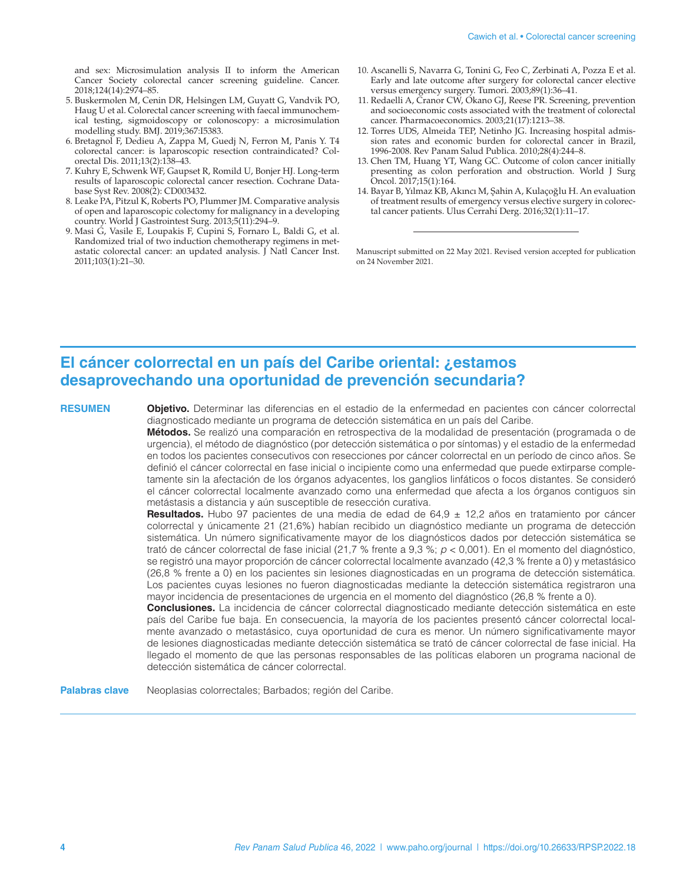and sex: Microsimulation analysis II to inform the American Cancer Society colorectal cancer screening guideline. Cancer. 2018;124(14):2974–85.

5. Buskermolen M, Cenin DR, Helsingen LM, Guyatt G, Vandvik PO, Haug U et al. Colorectal cancer screening with faecal immunochemical testing, sigmoidoscopy or colonoscopy: a microsimulation modelling study. BMJ. 2019;367:I5383.
6. Bretagnol F, Dedieu A, Zappa M, Guedj N, Ferron M, Panis Y. T4 colorectal cancer: is laparoscopic resection contraindicated? Colorectal Dis. 2011;13(2):138–43.
7. Kuhry E, Schwenk WF, Gaupset R, Romild U, Bonjer HJ. Long-term results of laparoscopic colorectal cancer resection. Cochrane Database Syst Rev. 2008(2): CD003432.
8. Leake PA, Pitzul K, Roberts PO, Plummer JM. Comparative analysis of open and laparoscopic colectomy for malignancy in a developing country. World J Gastrointest Surg. 2013;5(11):294–9.
9. Masi G, Vasile E, Loupakis F, Cupini S, Fornaro L, Baldi G, et al. Randomized trial of two induction chemotherapy regimens in metastatic colorectal cancer: an updated analysis. J Natl Cancer Inst. 2011;103(1):21–30.
10. Ascanelli S, Navarra G, Tonini G, Feo C, Zerbinati A, Pozza E et al. Early and late outcome after surgery for colorectal cancer elective versus emergency surgery. Tumori. 2003;89(1):36–41.
11. Redaelli A, Cranor CW, Okano GJ, Reese PR. Screening, prevention and socioeconomic costs associated with the treatment of colorectal cancer. Pharmacoeconomics. 2003;21(17):1213–38.
12. Torres UDS, Almeida TEP, Netinho JG. Increasing hospital admission rates and economic burden for colorectal cancer in Brazil, 1996-2008. Rev Panam Salud Publica. 2010;28(4):244–8.
13. Chen TM, Huang YT, Wang GC. Outcome of colon cancer initially presenting as colon perforation and obstruction. World J Surg Oncol. 2017;15(1):164.
14. Bayar B, Yılmaz KB, Akıncı M, Şahin A, Kulaçoğlu H. An evaluation of treatment results of emergency versus elective surgery in colorectal cancer patients. Ulus Cerrahi Derg. 2016;32(1):11–17.

---

Manuscript submitted on 22 May 2021. Revised version accepted for publication on 24 November 2021.

## El cáncer colorectal en un país del Caribe oriental: ¿estamos desaprovechando una oportunidad de prevención secundaria?

**RESUMEN**

**Objetivo.** Determinar las diferencias en el estadio de la enfermedad en pacientes con cáncer colorrectal diagnosticado mediante un programa de detección sistemática en un país del Caribe.

**Métodos.** Se realizó una comparación en retrospectiva de la modalidad de presentación (programada o de urgencia), el método de diagnóstico (por detección sistemática o por síntomas) y el estadio de la enfermedad en todos los pacientes consecutivos con resecciones por cáncer colorrectal en un período de cinco años. Se definió el cáncer colorrectal en fase inicial o incipiente como una enfermedad que puede extirparse completamente sin la afectación de los órganos adyacentes, los ganglios linfáticos o focos distantes. Se consideró el cáncer colorrectal localmente avanzado como una enfermedad que afecta a los órganos contiguos sin metástasis a distancia y aún susceptible de resección curativa.

**Resultados.** Hubo 97 pacientes de una media de edad de 64,9 ± 12,2 años en tratamiento por cáncer colorrectal y únicamente 21 (21,6%) habían recibido un diagnóstico mediante un programa de detección sistemática. Un número significativamente mayor de los diagnósticos dados por detección sistemática se trató de cáncer colorrectal de fase inicial (21,7 % frente a 9,3 %; $p < 0{,}001$). En el momento del diagnóstico, se registró una mayor proporción de cáncer colorrectal localmente avanzado (42,3 % frente a 0) y metastásico (26,8 % frente a 0) en los pacientes sin lesiones diagnosticadas en un programa de detección sistemática. Los pacientes cuyas lesiones no fueron diagnosticadas mediante la detección sistemática registraron una mayor incidencia de presentaciones de urgencia en el momento del diagnóstico (26,8 % frente a 0).

**Conclusiones.** La incidencia de cáncer colorrectal diagnosticado mediante detección sistemática en este país del Caribe fue baja. En consecuencia, la mayoría de los pacientes presentó cáncer colorrectal localmente avanzado o metastásico, cuya oportunidad de cura es menor. Un número significativamente mayor de lesiones diagnosticadas mediante detección sistemática se trató de cáncer colorrectal de fase inicial. Ha llegado el momento de que las personas responsables de las políticas elaboren un programa nacional de detección sistemática de cáncer colorrectal.

**Palabras clave** Neoplasias colorrectales; Barbados; región del Caribe.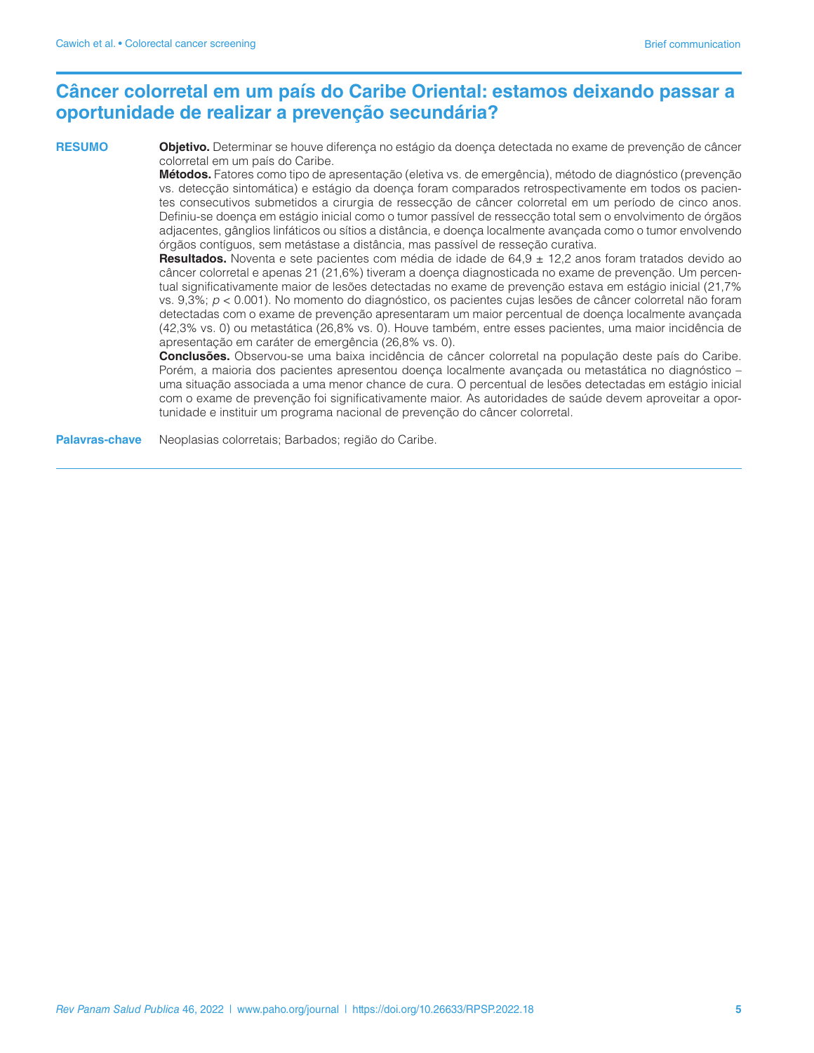# Câncer colorretal em um país do Caribe Oriental: estamos deixando passar a oportunidade de realizar a prevenção secundária?

**RESUMO**

**Objetivo.** Determinar se houve diferença no estágio da doença detectada no exame de prevenção de câncer colorretal em um país do Caribe.

**Métodos.** Fatores como tipo de apresentação (eletiva vs. de emergência), método de diagnóstico (prevenção vs. detecção sintomática) e estágio da doença foram comparados retrospectivamente em todos os pacientes consecutivos submetidos a cirurgia de ressecção de câncer colorretal em um período de cinco anos. Definiu-se doença em estágio inicial como o tumor passível de ressecção total sem o envolvimento de órgãos adjacentes, gânglios linfáticos ou sítios a distância, e doença localmente avançada como o tumor envolvendo órgãos contíguos, sem metástase a distância, mas passível de resseção curativa.

**Resultados.** Noventa e sete pacientes com média de idade de 64,9 ± 12,2 anos foram tratados devido ao câncer colorretal e apenas 21 (21,6%) tiveram a doença diagnosticada no exame de prevenção. Um percentual significativamente maior de lesões detectadas no exame de prevenção estava em estágio inicial (21,7% vs. 9,3%; $p < 0.001$). No momento do diagnóstico, os pacientes cujas lesões de câncer colorretal não foram detectadas com o exame de prevenção apresentaram um maior percentual de doença localmente avançada (42,3% vs. 0) ou metastática (26,8% vs. 0). Houve também, entre esses pacientes, uma maior incidência de apresentação em caráter de emergência (26,8% vs. 0).

**Conclusões.** Observou-se uma baixa incidência de câncer colorretal na população deste país do Caribe. Porém, a maioria dos pacientes apresentou doença localmente avançada ou metastática no diagnóstico – uma situação associada a uma menor chance de cura. O percentual de lesões detectadas em estágio inicial com o exame de prevenção foi significativamente maior. As autoridades de saúde devem aproveitar a oportunidade e instituir um programa nacional de prevenção do câncer colorretal.

**Palavras-chave** Neoplasias colorretais; Barbados; região do Caribe.